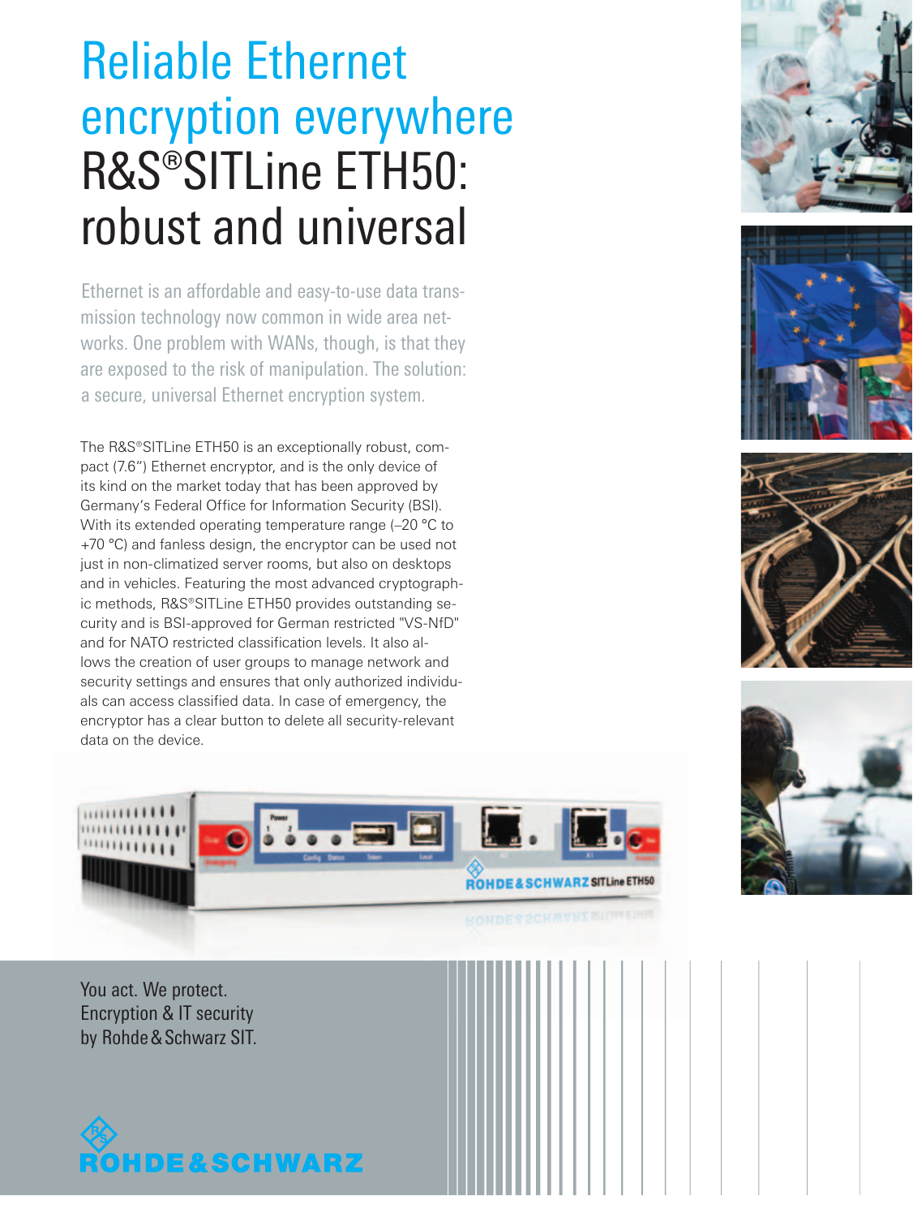# Reliable Ethernet encryption everywhere R&S®SITLine ETH50: robust and universal

Ethernet is an affordable and easy-to-use data transmission technology now common in wide area networks. One problem with WANs, though, is that they are exposed to the risk of manipulation. The solution: a secure, universal Ethernet encryption system.

The R&S®SITLine ETH50 is an exceptionally robust, compact (7.6") Ethernet encryptor, and is the only device of its kind on the market today that has been approved by Germany's Federal Office for Information Security (BSI). With its extended operating temperature range (–20 °C to +70 °C) and fanless design, the encryptor can be used not just in non-climatized server rooms, but also on desktops and in vehicles. Featuring the most advanced cryptographic methods, R&S®SITLine ETH50 provides outstanding security and is BSI-approved for German restricted "VS-NfD" and for NATO restricted classification levels. It also allows the creation of user groups to manage network and security settings and ensures that only authorized individuals can access classified data. In case of emergency, the encryptor has a clear button to delete all security-relevant data on the device.

You act. We protect.
Encryption & IT security
by Rohde & Schwarz SIT.

ROHDE & SCHWARZ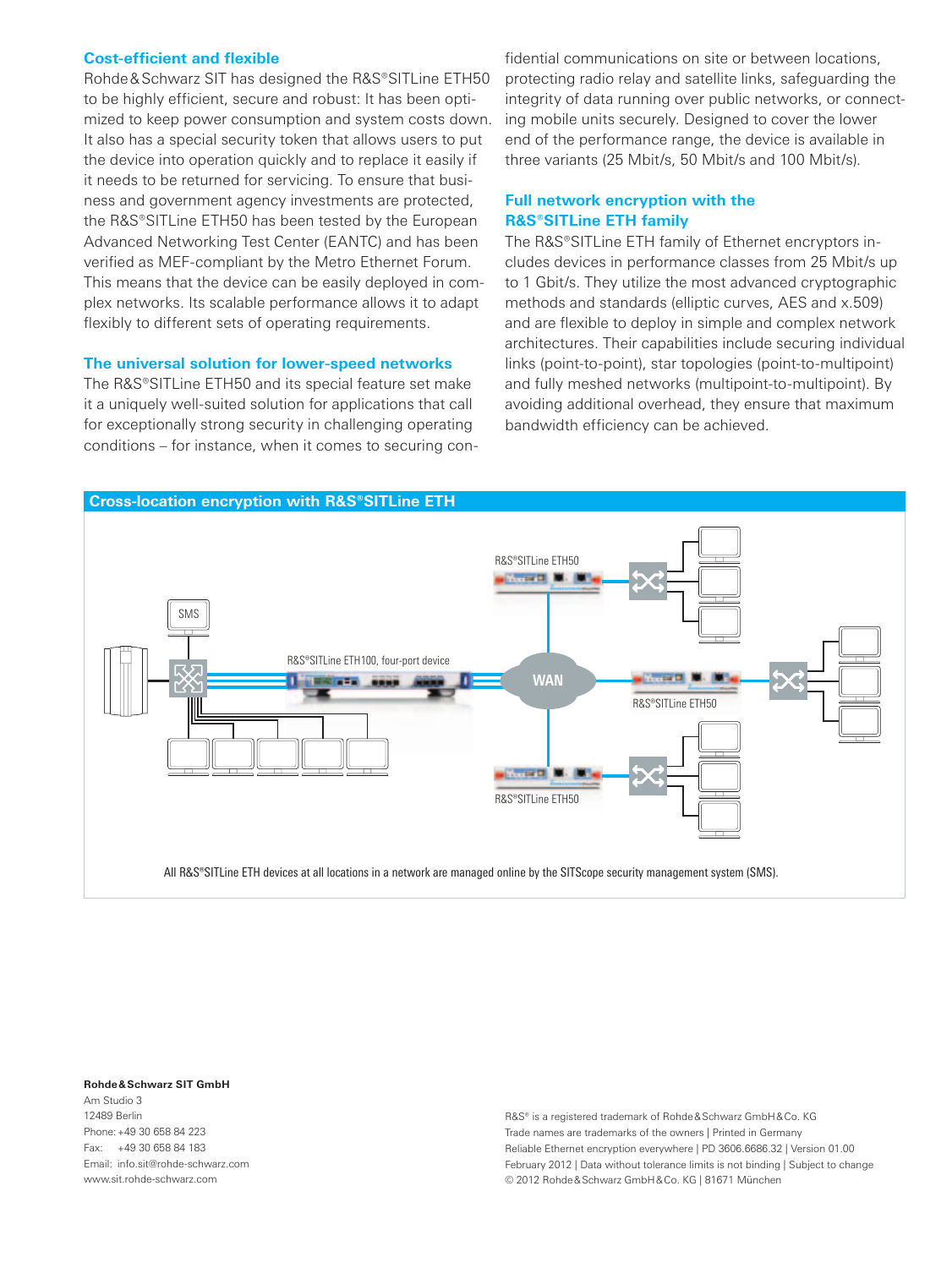### Cost-efficient and flexible

Rohde&Schwarz SIT has designed the R&S®SITLine ETH50 to be highly efficient, secure and robust: It has been optimized to keep power consumption and system costs down. It also has a special security token that allows users to put the device into operation quickly and to replace it easily if it needs to be returned for servicing. To ensure that business and government agency investments are protected, the R&S®SITLine ETH50 has been tested by the European Advanced Networking Test Center (EANTC) and has been verified as MEF-compliant by the Metro Ethernet Forum. This means that the device can be easily deployed in complex networks. Its scalable performance allows it to adapt flexibly to different sets of operating requirements.

### The universal solution for lower-speed networks

The R&S®SITLine ETH50 and its special feature set make it a uniquely well-suited solution for applications that call for exceptionally strong security in challenging operating conditions – for instance, when it comes to securing confidential communications on site or between locations, protecting radio relay and satellite links, safeguarding the integrity of data running over public networks, or connecting mobile units securely. Designed to cover the lower end of the performance range, the device is available in three variants (25 Mbit/s, 50 Mbit/s and 100 Mbit/s).

### Full network encryption with the R&S®SITLine ETH family

The R&S®SITLine ETH family of Ethernet encryptors includes devices in performance classes from 25 Mbit/s up to 1 Gbit/s. They utilize the most advanced cryptographic methods and standards (elliptic curves, AES and x.509) and are flexible to deploy in simple and complex network architectures. Their capabilities include securing individual links (point-to-point), star topologies (point-to-multipoint) and fully meshed networks (multipoint-to-multipoint). By avoiding additional overhead, they ensure that maximum bandwidth efficiency can be achieved.

### Cross-location encryption with R&S®SITLine ETH

SMS

R&S®SITLine ETH100, four-port device

WAN

R&S®SITLine ETH50

R&S®SITLine ETH50

R&S®SITLine ETH50

All R&S®SITLine ETH devices at all locations in a network are managed online by the SITScope security management system (SMS).

**Rohde&Schwarz SIT GmbH**
Am Studio 3
12489 Berlin
Phone: +49 30 658 84 223
Fax: +49 30 658 84 183
Email: info.sit@rohde-schwarz.com
www.sit.rohde-schwarz.com

R&S® is a registered trademark of Rohde&Schwarz GmbH&Co. KG
Trade names are trademarks of the owners | Printed in Germany
Reliable Ethernet encryption everywhere | PD 3606.6686.32 | Version 01.00
February 2012 | Data without tolerance limits is not binding | Subject to change
© 2012 Rohde&Schwarz GmbH&Co. KG | 81671 München